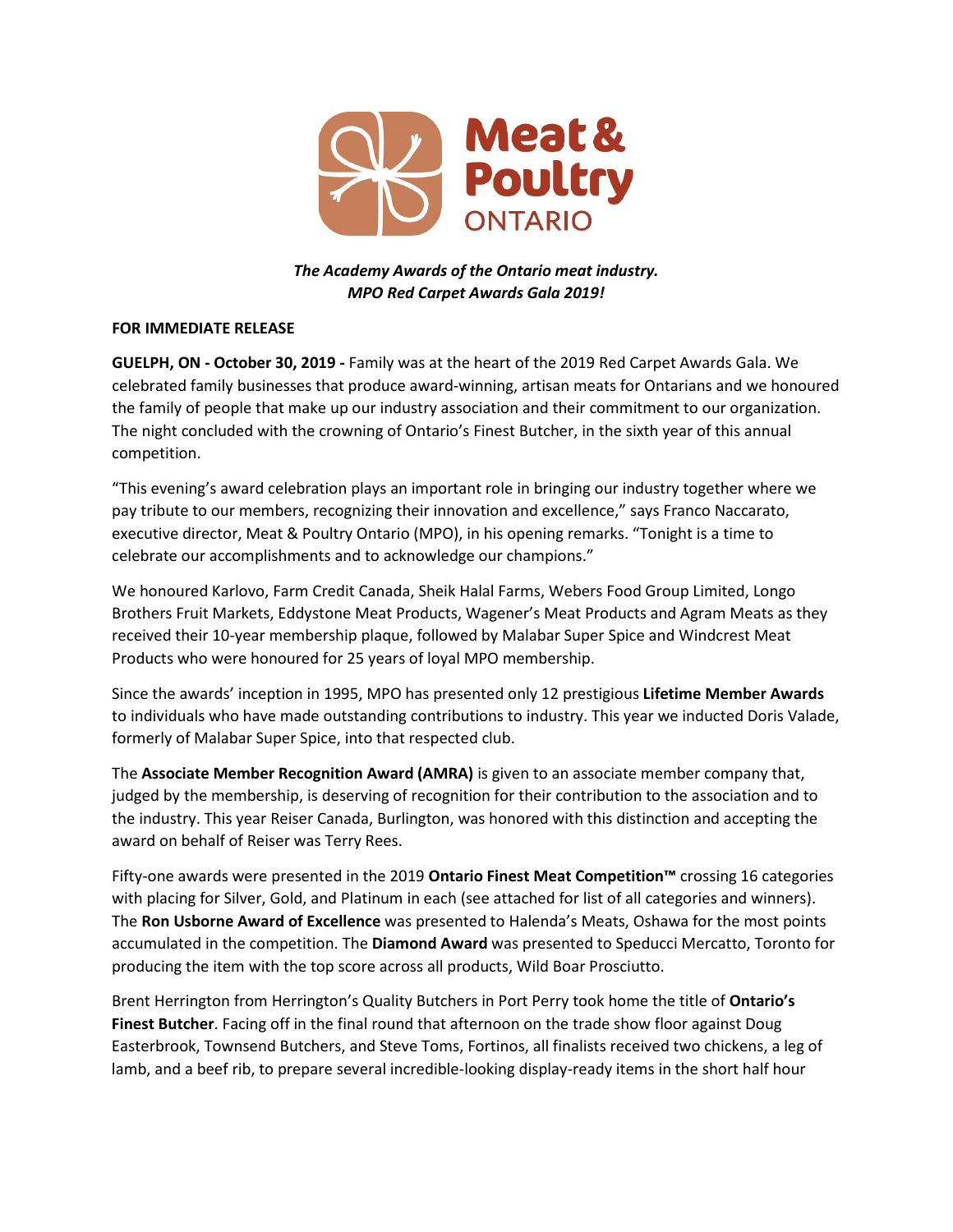**Meat & Poultry ONTARIO**

***The Academy Awards of the Ontario meat industry.***
***MPO Red Carpet Awards Gala 2019!***

**FOR IMMEDIATE RELEASE**

**GUELPH, ON - October 30, 2019 -** Family was at the heart of the 2019 Red Carpet Awards Gala. We celebrated family businesses that produce award-winning, artisan meats for Ontarians and we honoured the family of people that make up our industry association and their commitment to our organization. The night concluded with the crowning of Ontario's Finest Butcher, in the sixth year of this annual competition.

"This evening's award celebration plays an important role in bringing our industry together where we pay tribute to our members, recognizing their innovation and excellence," says Franco Naccarato, executive director, Meat & Poultry Ontario (MPO), in his opening remarks. "Tonight is a time to celebrate our accomplishments and to acknowledge our champions."

We honoured Karlovo, Farm Credit Canada, Sheik Halal Farms, Webers Food Group Limited, Longo Brothers Fruit Markets, Eddystone Meat Products, Wagener's Meat Products and Agram Meats as they received their 10-year membership plaque, followed by Malabar Super Spice and Windcrest Meat Products who were honoured for 25 years of loyal MPO membership.

Since the awards' inception in 1995, MPO has presented only 12 prestigious **Lifetime Member Awards** to individuals who have made outstanding contributions to industry. This year we inducted Doris Valade, formerly of Malabar Super Spice, into that respected club.

The **Associate Member Recognition Award (AMRA)** is given to an associate member company that, judged by the membership, is deserving of recognition for their contribution to the association and to the industry. This year Reiser Canada, Burlington, was honored with this distinction and accepting the award on behalf of Reiser was Terry Rees.

Fifty-one awards were presented in the 2019 **Ontario Finest Meat Competition™** crossing 16 categories with placing for Silver, Gold, and Platinum in each (see attached for list of all categories and winners). The **Ron Usborne Award of Excellence** was presented to Halenda's Meats, Oshawa for the most points accumulated in the competition. The **Diamond Award** was presented to Speducci Mercatto, Toronto for producing the item with the top score across all products, Wild Boar Prosciutto.

Brent Herrington from Herrington's Quality Butchers in Port Perry took home the title of **Ontario's Finest Butcher**. Facing off in the final round that afternoon on the trade show floor against Doug Easterbrook, Townsend Butchers, and Steve Toms, Fortinos, all finalists received two chickens, a leg of lamb, and a beef rib, to prepare several incredible-looking display-ready items in the short half hour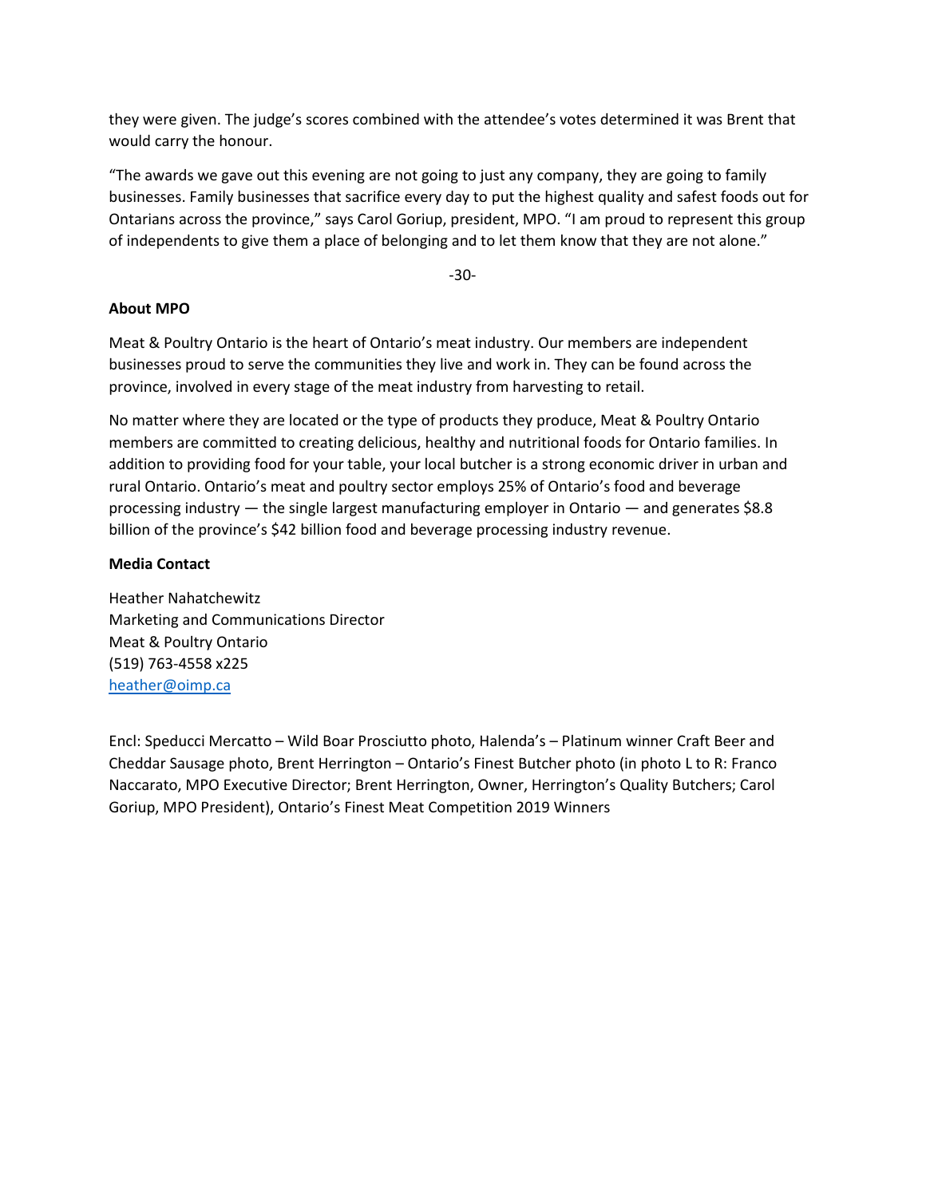they were given. The judge's scores combined with the attendee's votes determined it was Brent that would carry the honour.

"The awards we gave out this evening are not going to just any company, they are going to family businesses. Family businesses that sacrifice every day to put the highest quality and safest foods out for Ontarians across the province," says Carol Goriup, president, MPO. "I am proud to represent this group of independents to give them a place of belonging and to let them know that they are not alone."

-30-

**About MPO**

Meat & Poultry Ontario is the heart of Ontario's meat industry. Our members are independent businesses proud to serve the communities they live and work in. They can be found across the province, involved in every stage of the meat industry from harvesting to retail.

No matter where they are located or the type of products they produce, Meat & Poultry Ontario members are committed to creating delicious, healthy and nutritional foods for Ontario families. In addition to providing food for your table, your local butcher is a strong economic driver in urban and rural Ontario. Ontario's meat and poultry sector employs 25% of Ontario's food and beverage processing industry — the single largest manufacturing employer in Ontario — and generates $8.8 billion of the province's $42 billion food and beverage processing industry revenue.

**Media Contact**

Heather Nahatchewitz
Marketing and Communications Director
Meat & Poultry Ontario
(519) 763-4558 x225
heather@oimp.ca

Encl: Speducci Mercatto – Wild Boar Prosciutto photo, Halenda's – Platinum winner Craft Beer and Cheddar Sausage photo, Brent Herrington – Ontario's Finest Butcher photo (in photo L to R: Franco Naccarato, MPO Executive Director; Brent Herrington, Owner, Herrington's Quality Butchers; Carol Goriup, MPO President), Ontario's Finest Meat Competition 2019 Winners